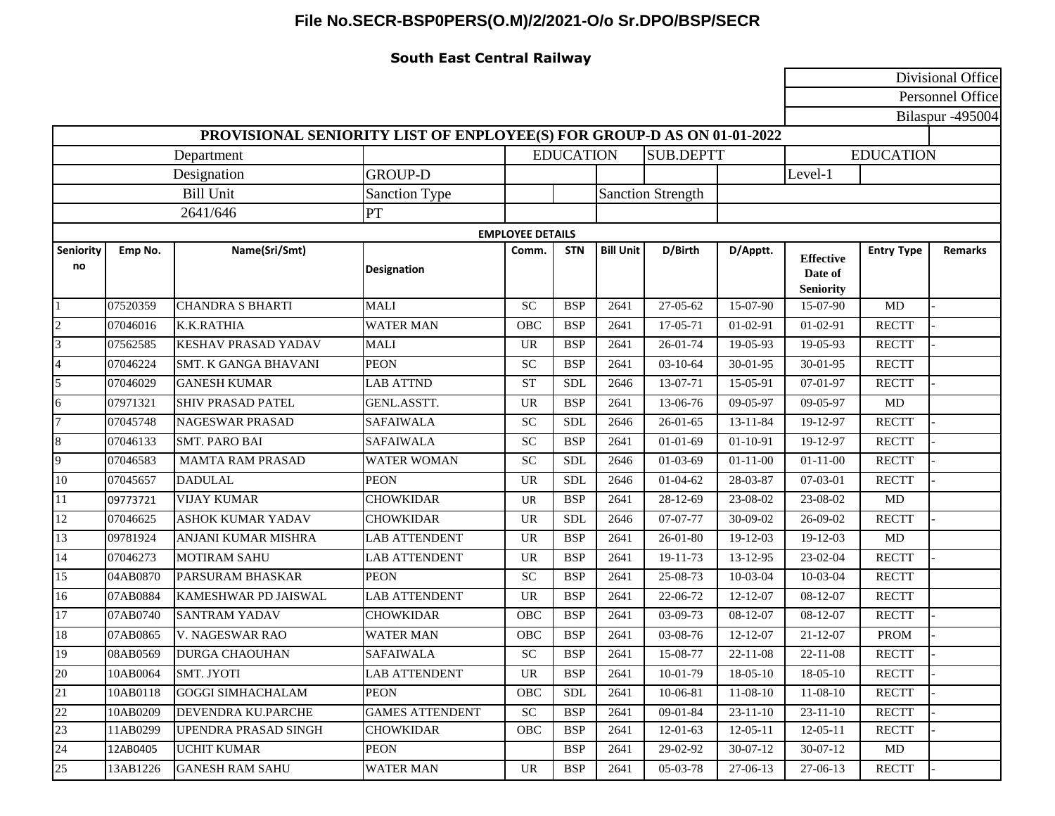# File No.SECR-BSP0PERS(O.M)/2/2021-O/o Sr.DPO/BSP/SECR

## South East Central Railway

Divisional Office
Personnel Office
Bilaspur -495004

### PROVISIONAL SENIORITY LIST OF ENPLOYEE(S) FOR GROUP-D AS ON 01-01-2022

| Department | | | EDUCATION | | SUB.DEPTT | | EDUCATION | | |
|---|---|---|---|---|---|---|---|---|---|
| Designation | | GROUP-D | | | | | Level-1 | | |
| Bill Unit | | Sanction Type | | | Sanction Strength | | | | |
| 2641/646 | | PT | | | | | | | |

**EMPLOYEE DETAILS**

| Seniority no | Emp No. | Name(Sri/Smt) | Designation | Comm. | STN | Bill Unit | D/Birth | D/Apptt. | Effective Date of Seniority | Entry Type | Remarks |
|---|---|---|---|---|---|---|---|---|---|---|---|
| 1 | 07520359 | CHANDRA S BHARTI | MALI | SC | BSP | 2641 | 27-05-62 | 15-07-90 | 15-07-90 | MD | - |
| 2 | 07046016 | K.K.RATHIA | WATER MAN | OBC | BSP | 2641 | 17-05-71 | 01-02-91 | 01-02-91 | RECTT | - |
| 3 | 07562585 | KESHAV PRASAD YADAV | MALI | UR | BSP | 2641 | 26-01-74 | 19-05-93 | 19-05-93 | RECTT | - |
| 4 | 07046224 | SMT. K GANGA BHAVANI | PEON | SC | BSP | 2641 | 03-10-64 | 30-01-95 | 30-01-95 | RECTT | |
| 5 | 07046029 | GANESH KUMAR | LAB ATTND | ST | SDL | 2646 | 13-07-71 | 15-05-91 | 07-01-97 | RECTT | - |
| 6 | 07971321 | SHIV PRASAD PATEL | GENL.ASSTT. | UR | BSP | 2641 | 13-06-76 | 09-05-97 | 09-05-97 | MD | |
| 7 | 07045748 | NAGESWAR PRASAD | SAFAIWALA | SC | SDL | 2646 | 26-01-65 | 13-11-84 | 19-12-97 | RECTT | - |
| 8 | 07046133 | SMT. PARO BAI | SAFAIWALA | SC | BSP | 2641 | 01-01-69 | 01-10-91 | 19-12-97 | RECTT | - |
| 9 | 07046583 | MAMTA RAM PRASAD | WATER WOMAN | SC | SDL | 2646 | 01-03-69 | 01-11-00 | 01-11-00 | RECTT | - |
| 10 | 07045657 | DADULAL | PEON | UR | SDL | 2646 | 01-04-62 | 28-03-87 | 07-03-01 | RECTT | - |
| 11 | 09773721 | VIJAY KUMAR | CHOWKIDAR | UR | BSP | 2641 | 28-12-69 | 23-08-02 | 23-08-02 | MD | |
| 12 | 07046625 | ASHOK KUMAR YADAV | CHOWKIDAR | UR | SDL | 2646 | 07-07-77 | 30-09-02 | 26-09-02 | RECTT | - |
| 13 | 09781924 | ANJANI KUMAR MISHRA | LAB ATTENDENT | UR | BSP | 2641 | 26-01-80 | 19-12-03 | 19-12-03 | MD | |
| 14 | 07046273 | MOTIRAM SAHU | LAB ATTENDENT | UR | BSP | 2641 | 19-11-73 | 13-12-95 | 23-02-04 | RECTT | - |
| 15 | 04AB0870 | PARSURAM BHASKAR | PEON | SC | BSP | 2641 | 25-08-73 | 10-03-04 | 10-03-04 | RECTT | |
| 16 | 07AB0884 | KAMESHWAR PD JAISWAL | LAB ATTENDENT | UR | BSP | 2641 | 22-06-72 | 12-12-07 | 08-12-07 | RECTT | |
| 17 | 07AB0740 | SANTRAM YADAV | CHOWKIDAR | OBC | BSP | 2641 | 03-09-73 | 08-12-07 | 08-12-07 | RECTT | - |
| 18 | 07AB0865 | V. NAGESWAR RAO | WATER MAN | OBC | BSP | 2641 | 03-08-76 | 12-12-07 | 21-12-07 | PROM | - |
| 19 | 08AB0569 | DURGA CHAOUHAN | SAFAIWALA | SC | BSP | 2641 | 15-08-77 | 22-11-08 | 22-11-08 | RECTT | - |
| 20 | 10AB0064 | SMT. JYOTI | LAB ATTENDENT | UR | BSP | 2641 | 10-01-79 | 18-05-10 | 18-05-10 | RECTT | - |
| 21 | 10AB0118 | GOGGI SIMHACHALAM | PEON | OBC | SDL | 2641 | 10-06-81 | 11-08-10 | 11-08-10 | RECTT | - |
| 22 | 10AB0209 | DEVENDRA KU.PARCHE | GAMES ATTENDENT | SC | BSP | 2641 | 09-01-84 | 23-11-10 | 23-11-10 | RECTT | - |
| 23 | 11AB0299 | UPENDRA PRASAD SINGH | CHOWKIDAR | OBC | BSP | 2641 | 12-01-63 | 12-05-11 | 12-05-11 | RECTT | - |
| 24 | 12AB0405 | UCHIT KUMAR | PEON | | BSP | 2641 | 29-02-92 | 30-07-12 | 30-07-12 | MD | |
| 25 | 13AB1226 | GANESH RAM SAHU | WATER MAN | UR | BSP | 2641 | 05-03-78 | 27-06-13 | 27-06-13 | RECTT | - |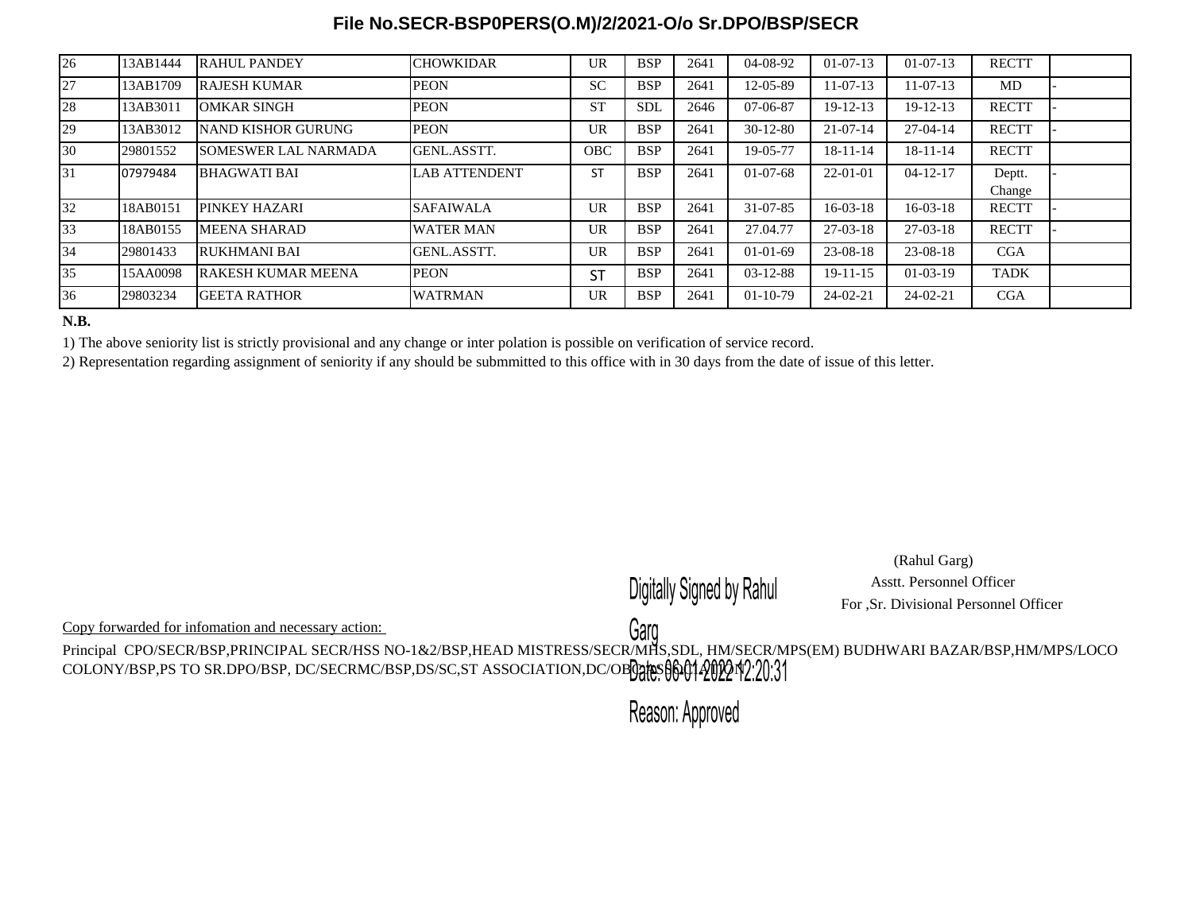## File No.SECR-BSP0PERS(O.M)/2/2021-O/o Sr.DPO/BSP/SECR

| | | | | | | | | | | | |
|---|---|---|---|---|---|---|---|---|---|---|---|
| 26 | 13AB1444 | RAHUL PANDEY | CHOWKIDAR | UR | BSP | 2641 | 04-08-92 | 01-07-13 | 01-07-13 | RECTT | |
| 27 | 13AB1709 | RAJESH KUMAR | PEON | SC | BSP | 2641 | 12-05-89 | 11-07-13 | 11-07-13 | MD | - |
| 28 | 13AB3011 | OMKAR SINGH | PEON | ST | SDL | 2646 | 07-06-87 | 19-12-13 | 19-12-13 | RECTT | - |
| 29 | 13AB3012 | NAND KISHOR GURUNG | PEON | UR | BSP | 2641 | 30-12-80 | 21-07-14 | 27-04-14 | RECTT | - |
| 30 | 29801552 | SOMESWER LAL NARMADA | GENL.ASSTT. | OBC | BSP | 2641 | 19-05-77 | 18-11-14 | 18-11-14 | RECTT | |
| 31 | 07979484 | BHAGWATI BAI | LAB ATTENDENT | ST | BSP | 2641 | 01-07-68 | 22-01-01 | 04-12-17 | Deptt. Change | - |
| 32 | 18AB0151 | PINKEY HAZARI | SAFAIWALA | UR | BSP | 2641 | 31-07-85 | 16-03-18 | 16-03-18 | RECTT | - |
| 33 | 18AB0155 | MEENA SHARAD | WATER MAN | UR | BSP | 2641 | 27.04.77 | 27-03-18 | 27-03-18 | RECTT | - |
| 34 | 29801433 | RUKHMANI BAI | GENL.ASSTT. | UR | BSP | 2641 | 01-01-69 | 23-08-18 | 23-08-18 | CGA | |
| 35 | 15AA0098 | RAKESH KUMAR MEENA | PEON | ST | BSP | 2641 | 03-12-88 | 19-11-15 | 01-03-19 | TADK | |
| 36 | 29803234 | GEETA RATHOR | WATRMAN | UR | BSP | 2641 | 01-10-79 | 24-02-21 | 24-02-21 | CGA | |

**N.B.**

1) The above seniority list is strictly provisional and any change or inter polation is possible on verification of service record.

2) Representation regarding assignment of seniority if any should be submmitted to this office with in 30 days from the date of issue of this letter.

Digitally Signed by Rahul Garg
Date: 06-01-2022 12:20:31
Reason: Approved

(Rahul Garg)
Asstt. Personnel Officer
For ,Sr. Divisional Personnel Officer

Copy forwarded for infomation and necessary action:

Principal CPO/SECR/BSP,PRINCIPAL SECR/HSS NO-1&2/BSP,HEAD MISTRESS/SECR/MHS,SDL, HM/SECR/MPS(EM) BUDHWARI BAZAR/BSP,HM/MPS/LOCO COLONY/BSP,PS TO SR.DPO/BSP, DC/SECRMC/BSP,DS/SC,ST ASSOCIATION,DC/OBC ASSOCIATION